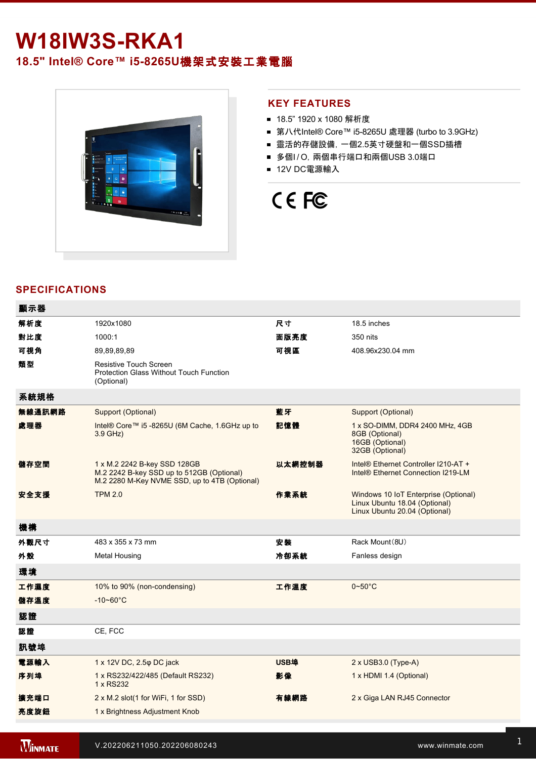# W18IW3S-RKA1

## 18.5" Intel® Core™ i5-8265U機架式安裝工業電腦

## KEY FEATURES

- 18.5" 1920 x 1080 解析度
- 第八代Intel® Core™ i5-8265U 處理器 (turbo to 3.9GHz)
- 靈活的存儲設備，一個2.5英寸硬盤和一個SSD插槽
- 多個I / O，兩個串行端口和兩個USB 3.0端口
- 12V DC電源輸入

## SPECIFICATIONS

| 顯示器 | | | |
|---|---|---|---|
| 解析度 | 1920x1080 | 尺寸 | 18.5 inches |
| 對比度 | 1000:1 | 面版亮度 | 350 nits |
| 可視角 | 89,89,89,89 | 可視區 | 408.96x230.04 mm |
| 類型 | Resistive Touch Screen<br>Protection Glass Without Touch Function (Optional) | | |
| **系統規格** | | | |
| 無線通訊網路 | Support (Optional) | 藍牙 | Support (Optional) |
| 處理器 | Intel® Core™ i5 -8265U (6M Cache, 1.6GHz up to 3.9 GHz) | 記憶體 | 1 x SO-DIMM, DDR4 2400 MHz, 4GB<br>8GB (Optional)<br>16GB (Optional)<br>32GB (Optional) |
| 儲存空間 | 1 x M.2 2242 B-key SSD 128GB<br>M.2 2242 B-key SSD up to 512GB (Optional)<br>M.2 2280 M-Key NVME SSD, up to 4TB (Optional) | 以太網控制器 | Intel® Ethernet Controller I210-AT +<br>Intel® Ethernet Connection I219-LM |
| 安全支援 | TPM 2.0 | 作業系統 | Windows 10 IoT Enterprise (Optional)<br>Linux Ubuntu 18.04 (Optional)<br>Linux Ubuntu 20.04 (Optional) |
| **機構** | | | |
| 外觀尺寸 | 483 x 355 x 73 mm | 安裝 | Rack Mount（8U） |
| 外殼 | Metal Housing | 冷卻系統 | Fanless design |
| **環境** | | | |
| 工作濕度 | 10% to 90% (non-condensing) | 工作溫度 | 0~50°C |
| 儲存溫度 | -10~60°C | | |
| **認證** | | | |
| 認證 | CE, FCC | | |
| **訊號埠** | | | |
| 電源輸入 | 1 x 12V DC, 2.5φ DC jack | USB埠 | 2 x USB3.0 (Type-A) |
| 序列埠 | 1 x RS232/422/485 (Default RS232)<br>1 x RS232 | 影像 | 1 x HDMI 1.4 (Optional) |
| 擴充端口 | 2 x M.2 slot(1 for WiFi, 1 for SSD) | 有線網路 | 2 x Giga LAN RJ45 Connector |
| 亮度旋鈕 | 1 x Brightness Adjustment Knob | | |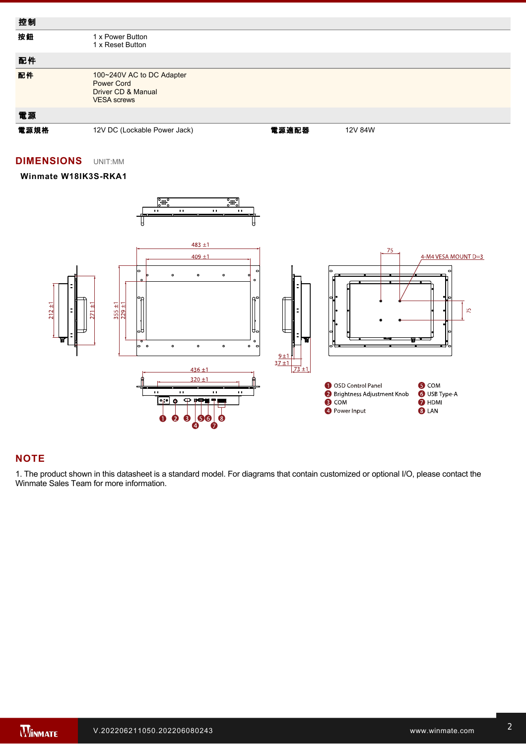## 控制

| | |
|---|---|
| 按鈕 | 1 x Power Button<br>1 x Reset Button |

## 配件

| | |
|---|---|
| 配件 | 100~240V AC to DC Adapter<br>Power Cord<br>Driver CD & Manual<br>VESA screws |

## 電源

| | | | |
|---|---|---|---|
| 電源規格 | 12V DC (Lockable Power Jack) | 電源適配器 | 12V 84W |

## DIMENSIONS UNIT:MM

**Winmate W18IK3S-RKA1**

483 ±1
409 ±1
212 ±1
271 ±1
355 ±1
229 ±1
9 ±1
37 ±1
73 ±1
75
4-M4 VESA MOUNT D=3
75
436 ±1
320 ±1

1. OSD Control Panel
2. Brightness Adjustment Knob
3. COM
4. Power Input
5. COM
6. USB Type-A
7. HDMI
8. LAN

## NOTE

1. The product shown in this datasheet is a standard model. For diagrams that contain customized or optional I/O, please contact the Winmate Sales Team for more information.